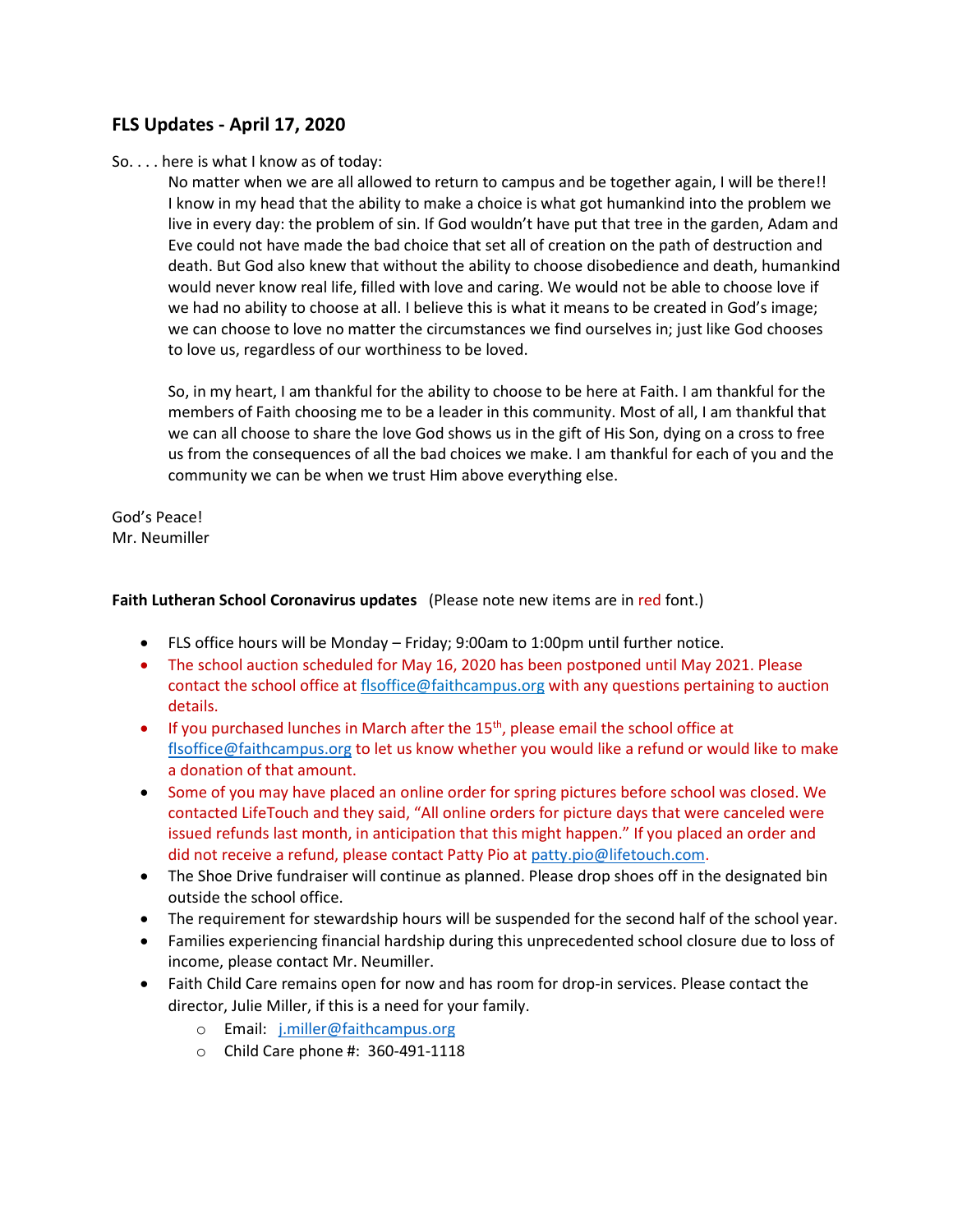## FLS Updates - April 17, 2020

So. . . . here is what I know as of today:

No matter when we are all allowed to return to campus and be together again, I will be there!! I know in my head that the ability to make a choice is what got humankind into the problem we live in every day: the problem of sin. If God wouldn't have put that tree in the garden, Adam and Eve could not have made the bad choice that set all of creation on the path of destruction and death. But God also knew that without the ability to choose disobedience and death, humankind would never know real life, filled with love and caring. We would not be able to choose love if we had no ability to choose at all. I believe this is what it means to be created in God's image; we can choose to love no matter the circumstances we find ourselves in; just like God chooses to love us, regardless of our worthiness to be loved.

So, in my heart, I am thankful for the ability to choose to be here at Faith. I am thankful for the members of Faith choosing me to be a leader in this community. Most of all, I am thankful that we can all choose to share the love God shows us in the gift of His Son, dying on a cross to free us from the consequences of all the bad choices we make. I am thankful for each of you and the community we can be when we trust Him above everything else.

God's Peace!
Mr. Neumiller

**Faith Lutheran School Coronavirus updates** (Please note new items are in red font.)

- FLS office hours will be Monday – Friday; 9:00am to 1:00pm until further notice.
- The school auction scheduled for May 16, 2020 has been postponed until May 2021. Please contact the school office at flsoffice@faithcampus.org with any questions pertaining to auction details.
- If you purchased lunches in March after the 15th, please email the school office at flsoffice@faithcampus.org to let us know whether you would like a refund or would like to make a donation of that amount.
- Some of you may have placed an online order for spring pictures before school was closed. We contacted LifeTouch and they said, "All online orders for picture days that were canceled were issued refunds last month, in anticipation that this might happen." If you placed an order and did not receive a refund, please contact Patty Pio at patty.pio@lifetouch.com.
- The Shoe Drive fundraiser will continue as planned. Please drop shoes off in the designated bin outside the school office.
- The requirement for stewardship hours will be suspended for the second half of the school year.
- Families experiencing financial hardship during this unprecedented school closure due to loss of income, please contact Mr. Neumiller.
- Faith Child Care remains open for now and has room for drop-in services. Please contact the director, Julie Miller, if this is a need for your family.
  - Email: j.miller@faithcampus.org
  - Child Care phone #: 360-491-1118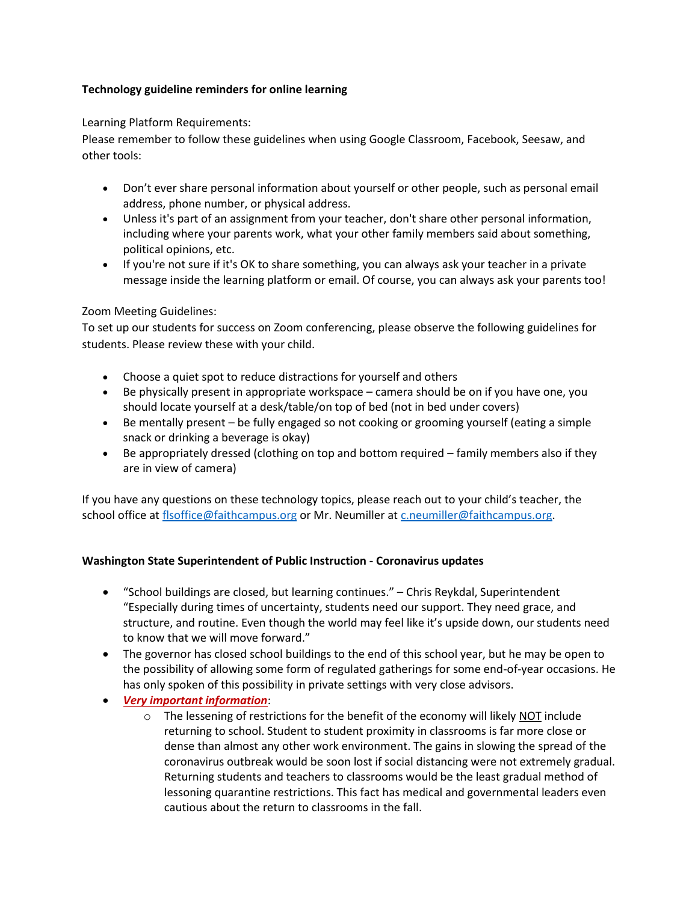**Technology guideline reminders for online learning**

Learning Platform Requirements:
Please remember to follow these guidelines when using Google Classroom, Facebook, Seesaw, and other tools:

- Don't ever share personal information about yourself or other people, such as personal email address, phone number, or physical address.
- Unless it's part of an assignment from your teacher, don't share other personal information, including where your parents work, what your other family members said about something, political opinions, etc.
- If you're not sure if it's OK to share something, you can always ask your teacher in a private message inside the learning platform or email. Of course, you can always ask your parents too!

Zoom Meeting Guidelines:
To set up our students for success on Zoom conferencing, please observe the following guidelines for students. Please review these with your child.

- Choose a quiet spot to reduce distractions for yourself and others
- Be physically present in appropriate workspace – camera should be on if you have one, you should locate yourself at a desk/table/on top of bed (not in bed under covers)
- Be mentally present – be fully engaged so not cooking or grooming yourself (eating a simple snack or drinking a beverage is okay)
- Be appropriately dressed (clothing on top and bottom required – family members also if they are in view of camera)

If you have any questions on these technology topics, please reach out to your child's teacher, the school office at flsoffice@faithcampus.org or Mr. Neumiller at c.neumiller@faithcampus.org.

**Washington State Superintendent of Public Instruction - Coronavirus updates**

- "School buildings are closed, but learning continues." – Chris Reykdal, Superintendent "Especially during times of uncertainty, students need our support. They need grace, and structure, and routine. Even though the world may feel like it's upside down, our students need to know that we will move forward."
- The governor has closed school buildings to the end of this school year, but he may be open to the possibility of allowing some form of regulated gatherings for some end-of-year occasions. He has only spoken of this possibility in private settings with very close advisors.
- ***Very important information***:
  - The lessening of restrictions for the benefit of the economy will likely NOT include returning to school. Student to student proximity in classrooms is far more close or dense than almost any other work environment. The gains in slowing the spread of the coronavirus outbreak would be soon lost if social distancing were not extremely gradual. Returning students and teachers to classrooms would be the least gradual method of lessoning quarantine restrictions. This fact has medical and governmental leaders even cautious about the return to classrooms in the fall.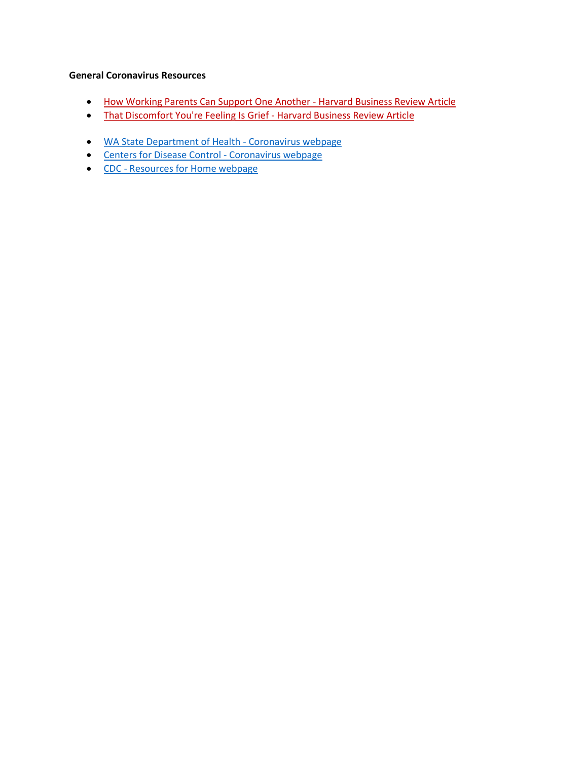**General Coronavirus Resources**

- How Working Parents Can Support One Another - Harvard Business Review Article
- That Discomfort You're Feeling Is Grief - Harvard Business Review Article

- WA State Department of Health - Coronavirus webpage
- Centers for Disease Control - Coronavirus webpage
- CDC - Resources for Home webpage